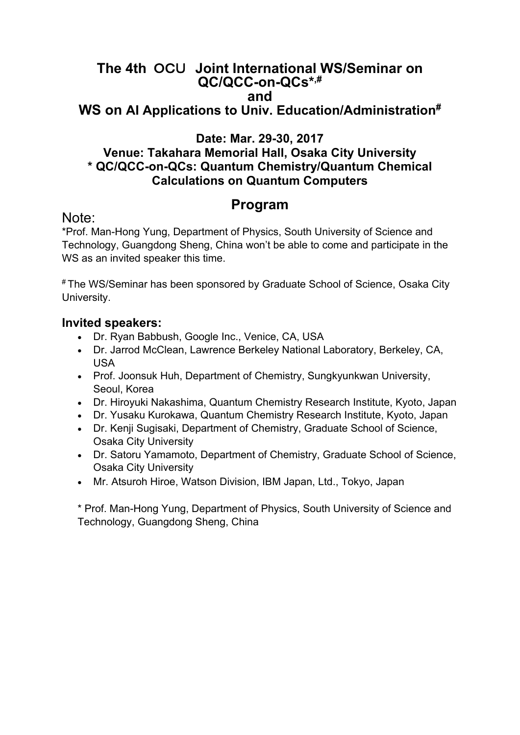# The 4th OCU Joint International WS/Seminar on QC/QCC-on-QCs*,#
# and
# WS on AI Applications to Univ. Education/Administration#

**Date: Mar. 29-30, 2017**
**Venue: Takahara Memorial Hall, Osaka City University**
**\* QC/QCC-on-QCs: Quantum Chemistry/Quantum Chemical Calculations on Quantum Computers**

## Program

Note:
*Prof. Man-Hong Yung, Department of Physics, South University of Science and Technology, Guangdong Sheng, China won't be able to come and participate in the WS as an invited speaker this time.

# The WS/Seminar has been sponsored by Graduate School of Science, Osaka City University.

### Invited speakers:

- Dr. Ryan Babbush, Google Inc., Venice, CA, USA
- Dr. Jarrod McClean, Lawrence Berkeley National Laboratory, Berkeley, CA, USA
- Prof. Joonsuk Huh, Department of Chemistry, Sungkyunkwan University, Seoul, Korea
- Dr. Hiroyuki Nakashima, Quantum Chemistry Research Institute, Kyoto, Japan
- Dr. Yusaku Kurokawa, Quantum Chemistry Research Institute, Kyoto, Japan
- Dr. Kenji Sugisaki, Department of Chemistry, Graduate School of Science, Osaka City University
- Dr. Satoru Yamamoto, Department of Chemistry, Graduate School of Science, Osaka City University
- Mr. Atsuroh Hiroe, Watson Division, IBM Japan, Ltd., Tokyo, Japan

\* Prof. Man-Hong Yung, Department of Physics, South University of Science and Technology, Guangdong Sheng, China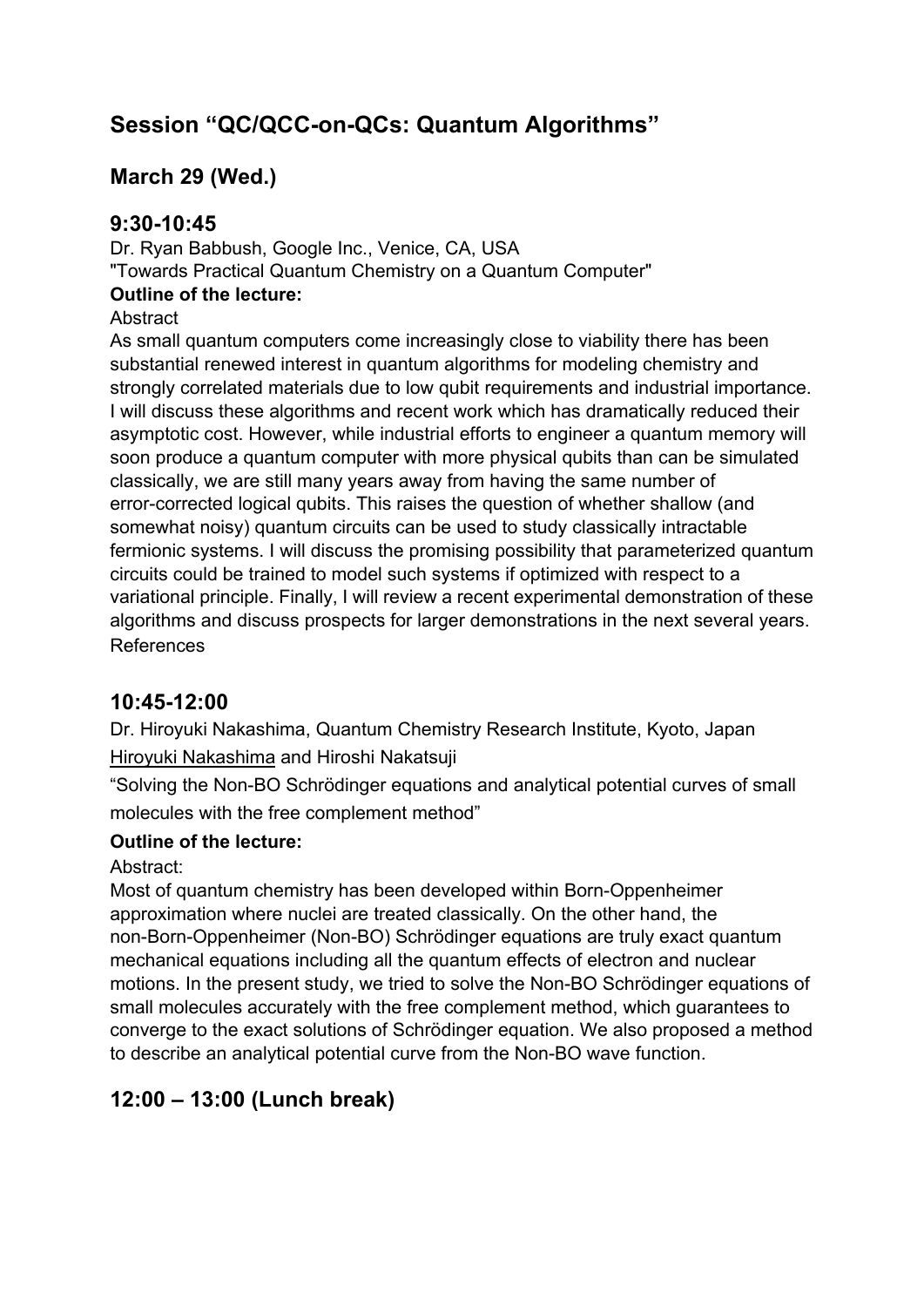## Session "QC/QCC-on-QCs: Quantum Algorithms"

## March 29 (Wed.)

### 9:30-10:45

Dr. Ryan Babbush, Google Inc., Venice, CA, USA

"Towards Practical Quantum Chemistry on a Quantum Computer"

**Outline of the lecture:**

Abstract

As small quantum computers come increasingly close to viability there has been substantial renewed interest in quantum algorithms for modeling chemistry and strongly correlated materials due to low qubit requirements and industrial importance. I will discuss these algorithms and recent work which has dramatically reduced their asymptotic cost. However, while industrial efforts to engineer a quantum memory will soon produce a quantum computer with more physical qubits than can be simulated classically, we are still many years away from having the same number of error-corrected logical qubits. This raises the question of whether shallow (and somewhat noisy) quantum circuits can be used to study classically intractable fermionic systems. I will discuss the promising possibility that parameterized quantum circuits could be trained to model such systems if optimized with respect to a variational principle. Finally, I will review a recent experimental demonstration of these algorithms and discuss prospects for larger demonstrations in the next several years.

References

### 10:45-12:00

Dr. Hiroyuki Nakashima, Quantum Chemistry Research Institute, Kyoto, Japan

Hiroyuki Nakashima and Hiroshi Nakatsuji

"Solving the Non-BO Schrödinger equations and analytical potential curves of small molecules with the free complement method"

**Outline of the lecture:**

Abstract:

Most of quantum chemistry has been developed within Born-Oppenheimer approximation where nuclei are treated classically. On the other hand, the non-Born-Oppenheimer (Non-BO) Schrödinger equations are truly exact quantum mechanical equations including all the quantum effects of electron and nuclear motions. In the present study, we tried to solve the Non-BO Schrödinger equations of small molecules accurately with the free complement method, which guarantees to converge to the exact solutions of Schrödinger equation. We also proposed a method to describe an analytical potential curve from the Non-BO wave function.

### 12:00 – 13:00 (Lunch break)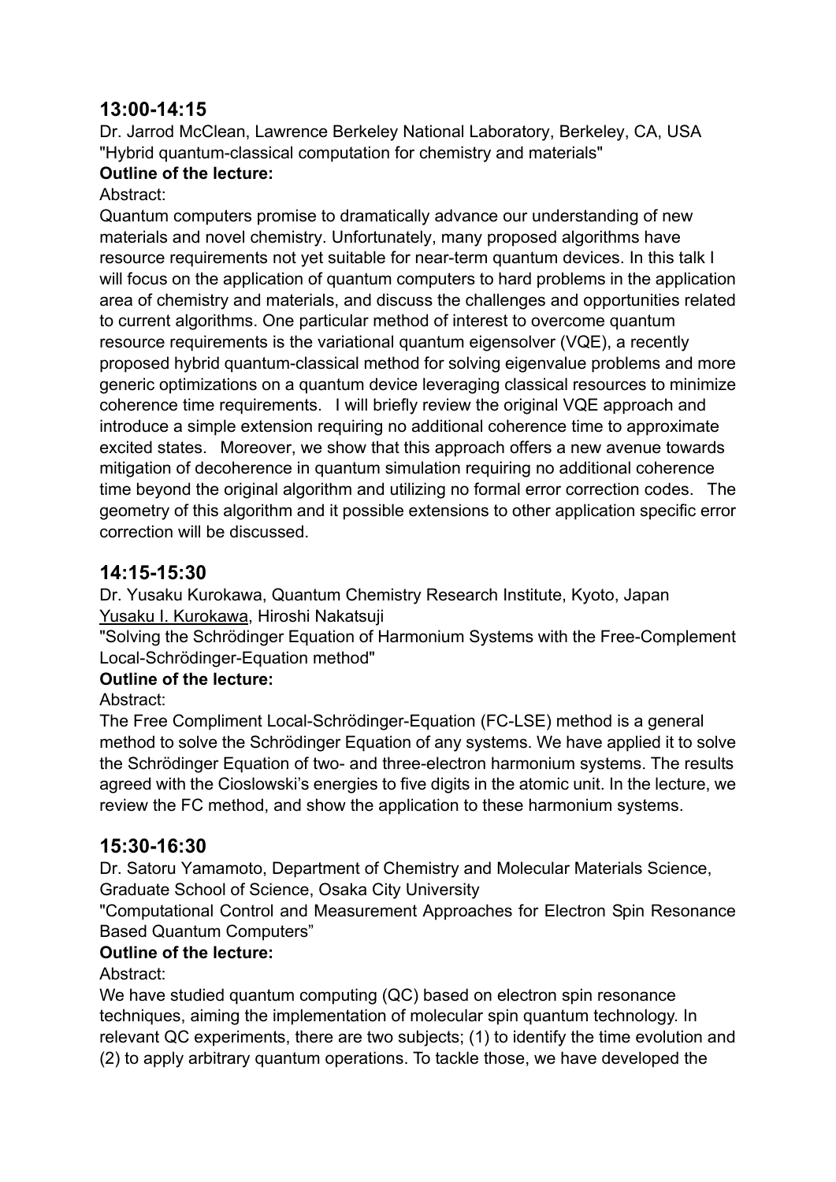## 13:00-14:15

Dr. Jarrod McClean, Lawrence Berkeley National Laboratory, Berkeley, CA, USA
"Hybrid quantum-classical computation for chemistry and materials"

**Outline of the lecture:**

Abstract:

Quantum computers promise to dramatically advance our understanding of new materials and novel chemistry. Unfortunately, many proposed algorithms have resource requirements not yet suitable for near-term quantum devices. In this talk I will focus on the application of quantum computers to hard problems in the application area of chemistry and materials, and discuss the challenges and opportunities related to current algorithms. One particular method of interest to overcome quantum resource requirements is the variational quantum eigensolver (VQE), a recently proposed hybrid quantum-classical method for solving eigenvalue problems and more generic optimizations on a quantum device leveraging classical resources to minimize coherence time requirements. I will briefly review the original VQE approach and introduce a simple extension requiring no additional coherence time to approximate excited states. Moreover, we show that this approach offers a new avenue towards mitigation of decoherence in quantum simulation requiring no additional coherence time beyond the original algorithm and utilizing no formal error correction codes. The geometry of this algorithm and it possible extensions to other application specific error correction will be discussed.

## 14:15-15:30

Dr. Yusaku Kurokawa, Quantum Chemistry Research Institute, Kyoto, Japan
Yusaku I. Kurokawa, Hiroshi Nakatsuji
"Solving the Schrödinger Equation of Harmonium Systems with the Free-Complement Local-Schrödinger-Equation method"

**Outline of the lecture:**

Abstract:

The Free Compliment Local-Schrödinger-Equation (FC-LSE) method is a general method to solve the Schrödinger Equation of any systems. We have applied it to solve the Schrödinger Equation of two- and three-electron harmonium systems. The results agreed with the Cioslowski's energies to five digits in the atomic unit. In the lecture, we review the FC method, and show the application to these harmonium systems.

## 15:30-16:30

Dr. Satoru Yamamoto, Department of Chemistry and Molecular Materials Science, Graduate School of Science, Osaka City University
"Computational Control and Measurement Approaches for Electron Spin Resonance Based Quantum Computers"

**Outline of the lecture:**

Abstract:

We have studied quantum computing (QC) based on electron spin resonance techniques, aiming the implementation of molecular spin quantum technology. In relevant QC experiments, there are two subjects; (1) to identify the time evolution and (2) to apply arbitrary quantum operations. To tackle those, we have developed the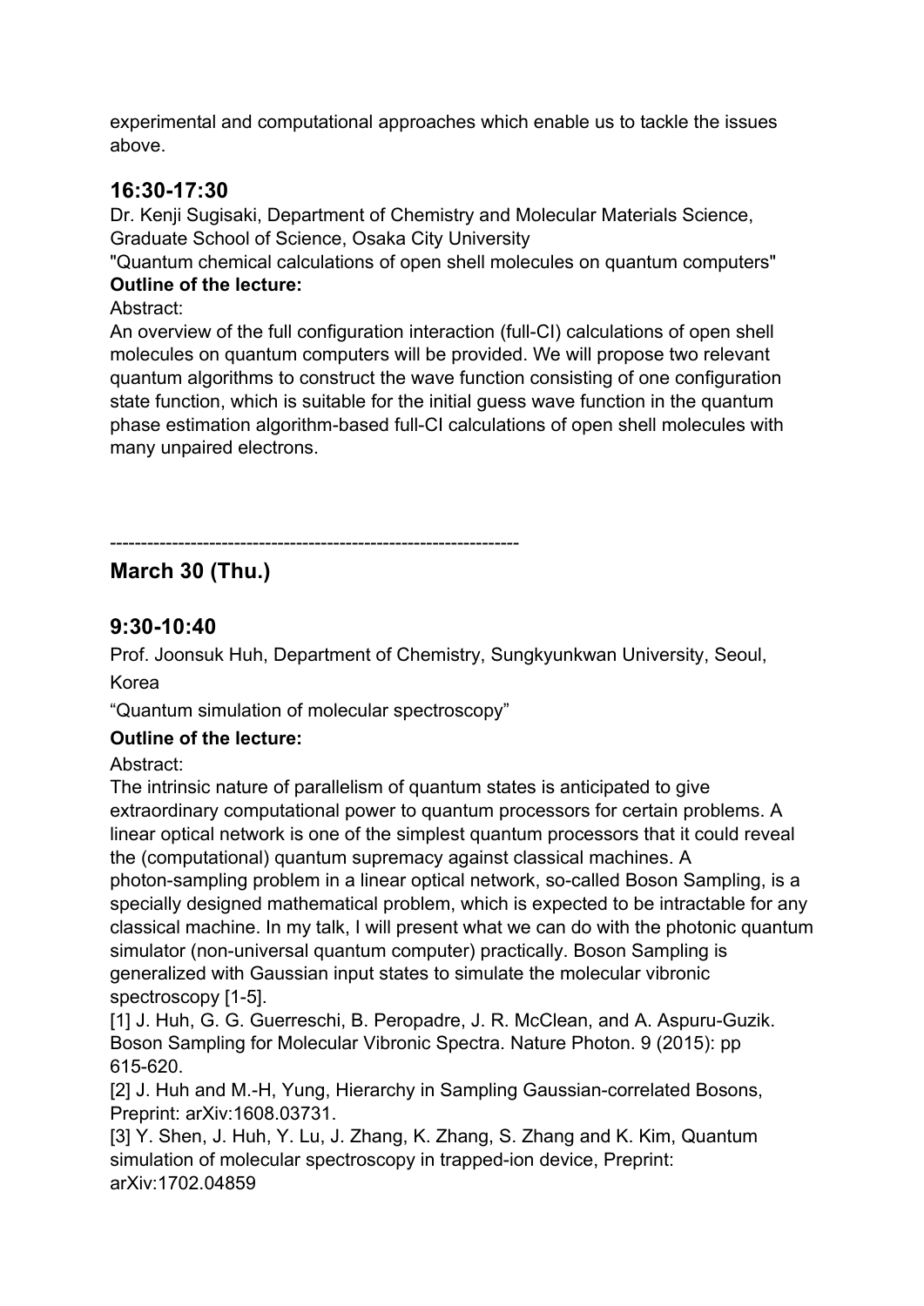experimental and computational approaches which enable us to tackle the issues above.

## 16:30-17:30

Dr. Kenji Sugisaki, Department of Chemistry and Molecular Materials Science, Graduate School of Science, Osaka City University

"Quantum chemical calculations of open shell molecules on quantum computers"

**Outline of the lecture:**

Abstract:

An overview of the full configuration interaction (full-CI) calculations of open shell molecules on quantum computers will be provided. We will propose two relevant quantum algorithms to construct the wave function consisting of one configuration state function, which is suitable for the initial guess wave function in the quantum phase estimation algorithm-based full-CI calculations of open shell molecules with many unpaired electrons.

------------------------------------------------------------------

## March 30 (Thu.)

## 9:30-10:40

Prof. Joonsuk Huh, Department of Chemistry, Sungkyunkwan University, Seoul, Korea

“Quantum simulation of molecular spectroscopy”

**Outline of the lecture:**

Abstract:

The intrinsic nature of parallelism of quantum states is anticipated to give extraordinary computational power to quantum processors for certain problems. A linear optical network is one of the simplest quantum processors that it could reveal the (computational) quantum supremacy against classical machines. A photon-sampling problem in a linear optical network, so-called Boson Sampling, is a specially designed mathematical problem, which is expected to be intractable for any classical machine. In my talk, I will present what we can do with the photonic quantum simulator (non-universal quantum computer) practically. Boson Sampling is generalized with Gaussian input states to simulate the molecular vibronic spectroscopy [1-5].

[1] J. Huh, G. G. Guerreschi, B. Peropadre, J. R. McClean, and A. Aspuru-Guzik. Boson Sampling for Molecular Vibronic Spectra. Nature Photon. 9 (2015): pp 615-620.

[2] J. Huh and M.-H, Yung, Hierarchy in Sampling Gaussian-correlated Bosons, Preprint: arXiv:1608.03731.

[3] Y. Shen, J. Huh, Y. Lu, J. Zhang, K. Zhang, S. Zhang and K. Kim, Quantum simulation of molecular spectroscopy in trapped-ion device, Preprint: arXiv:1702.04859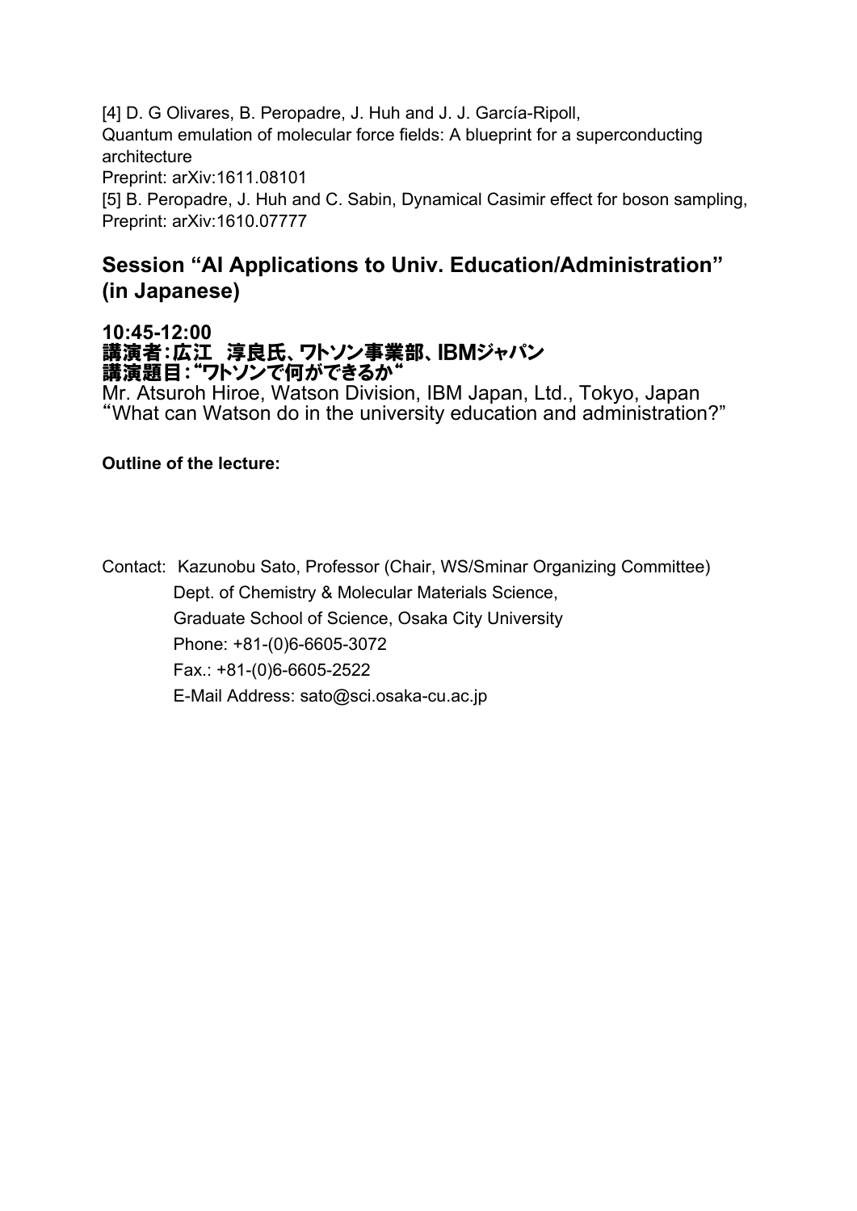[4] D. G Olivares, B. Peropadre, J. Huh and J. J. García-Ripoll,
Quantum emulation of molecular force fields: A blueprint for a superconducting architecture
Preprint: arXiv:1611.08101

[5] B. Peropadre, J. Huh and C. Sabin, Dynamical Casimir effect for boson sampling,
Preprint: arXiv:1610.07777

## Session "AI Applications to Univ. Education/Administration" (in Japanese)

### 10:45-12:00
### 講演者：広江　淳良氏、ワトソン事業部、IBMジャパン
### 講演題目："ワトソンで何ができるか"

Mr. Atsuroh Hiroe, Watson Division, IBM Japan, Ltd., Tokyo, Japan
"What can Watson do in the university education and administration?"

**Outline of the lecture:**

Contact: Kazunobu Sato, Professor (Chair, WS/Sminar Organizing Committee)
Dept. of Chemistry & Molecular Materials Science,
Graduate School of Science, Osaka City University
Phone: +81-(0)6-6605-3072
Fax.: +81-(0)6-6605-2522
E-Mail Address: sato@sci.osaka-cu.ac.jp